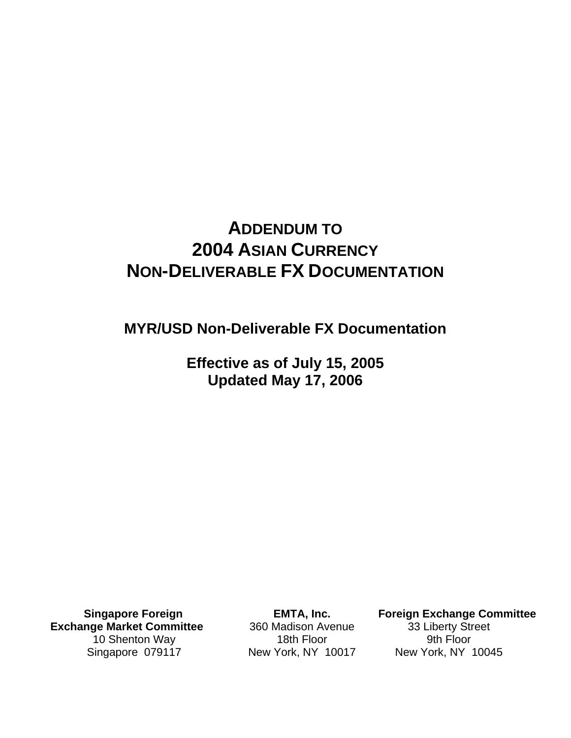# ADDENDUM TO 2004 ASIAN CURRENCY NON-DELIVERABLE FX DOCUMENTATION

## MYR/USD Non-Deliverable FX Documentation

**Effective as of July 15, 2005**
**Updated May 17, 2006**

**Singapore Foreign Exchange Market Committee**
10 Shenton Way
Singapore 079117

**EMTA, Inc.**
360 Madison Avenue
18th Floor
New York, NY 10017

**Foreign Exchange Committee**
33 Liberty Street
9th Floor
New York, NY 10045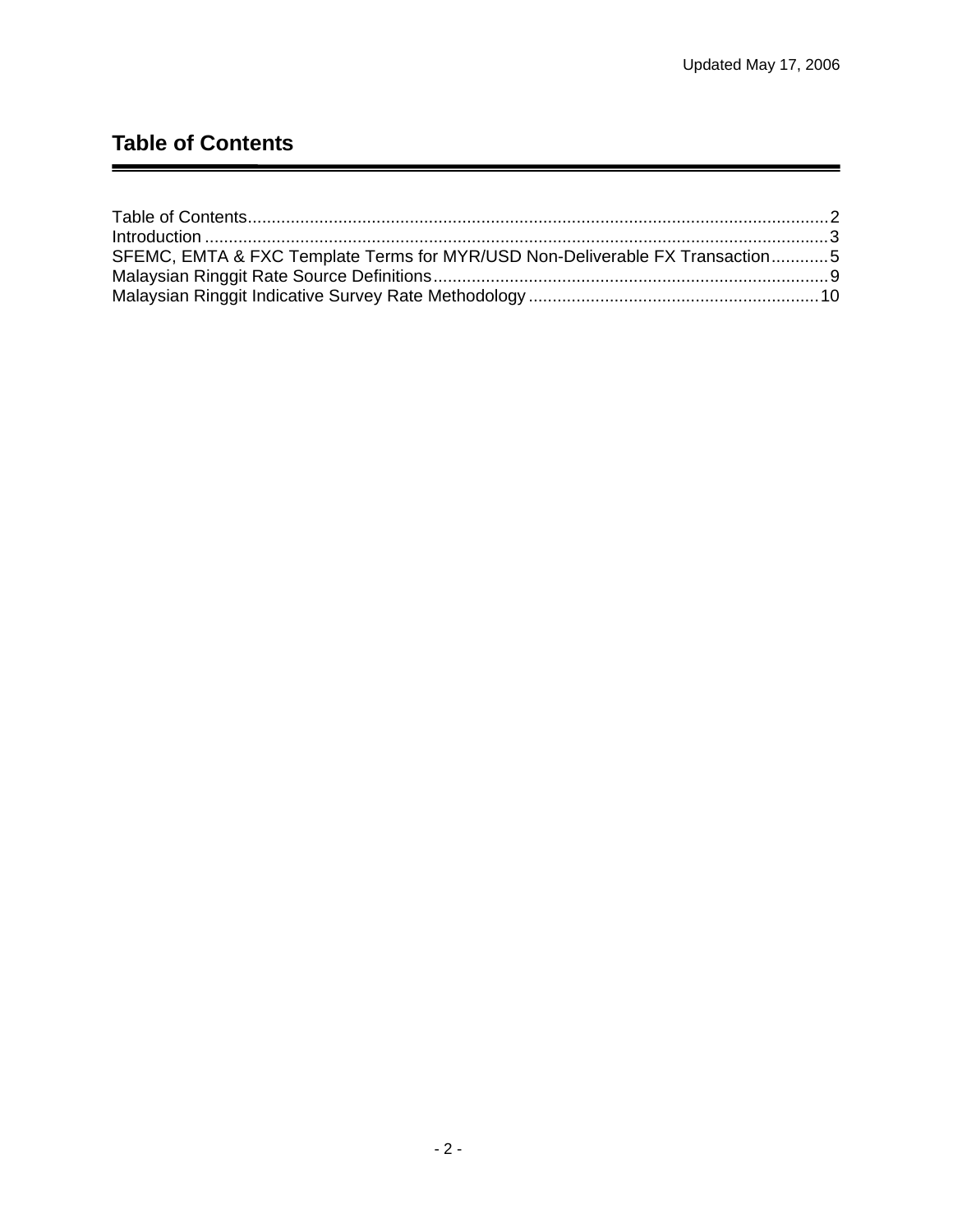Updated May 17, 2006

# Table of Contents

Table of Contents....................................................................................................................2
Introduction ..............................................................................................................................3
SFEMC, EMTA & FXC Template Terms for MYR/USD Non-Deliverable FX Transaction............5
Malaysian Ringgit Rate Source Definitions..................................................................................9
Malaysian Ringgit Indicative Survey Rate Methodology ............................................................10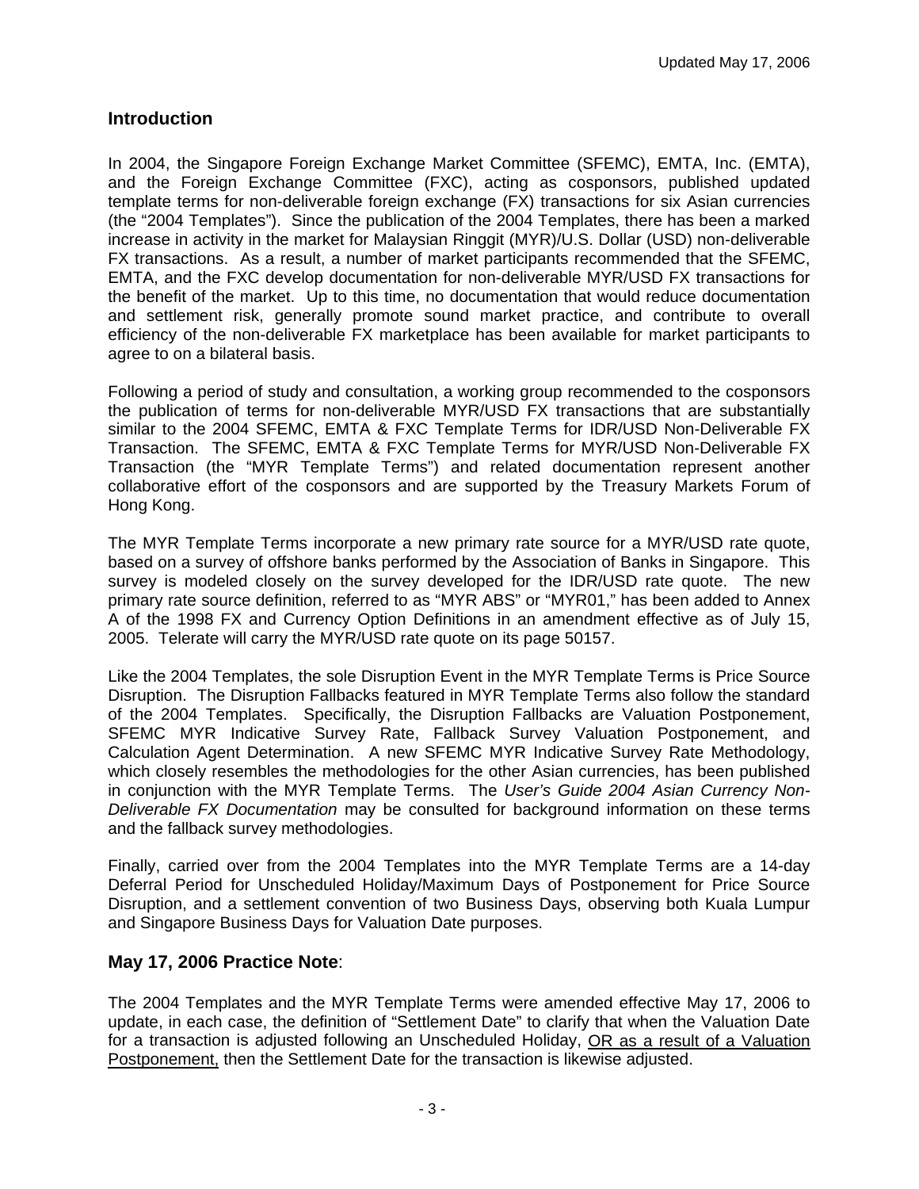## Introduction

In 2004, the Singapore Foreign Exchange Market Committee (SFEMC), EMTA, Inc. (EMTA), and the Foreign Exchange Committee (FXC), acting as cosponsors, published updated template terms for non-deliverable foreign exchange (FX) transactions for six Asian currencies (the "2004 Templates"). Since the publication of the 2004 Templates, there has been a marked increase in activity in the market for Malaysian Ringgit (MYR)/U.S. Dollar (USD) non-deliverable FX transactions. As a result, a number of market participants recommended that the SFEMC, EMTA, and the FXC develop documentation for non-deliverable MYR/USD FX transactions for the benefit of the market. Up to this time, no documentation that would reduce documentation and settlement risk, generally promote sound market practice, and contribute to overall efficiency of the non-deliverable FX marketplace has been available for market participants to agree to on a bilateral basis.

Following a period of study and consultation, a working group recommended to the cosponsors the publication of terms for non-deliverable MYR/USD FX transactions that are substantially similar to the 2004 SFEMC, EMTA & FXC Template Terms for IDR/USD Non-Deliverable FX Transaction. The SFEMC, EMTA & FXC Template Terms for MYR/USD Non-Deliverable FX Transaction (the "MYR Template Terms") and related documentation represent another collaborative effort of the cosponsors and are supported by the Treasury Markets Forum of Hong Kong.

The MYR Template Terms incorporate a new primary rate source for a MYR/USD rate quote, based on a survey of offshore banks performed by the Association of Banks in Singapore. This survey is modeled closely on the survey developed for the IDR/USD rate quote. The new primary rate source definition, referred to as "MYR ABS" or "MYR01," has been added to Annex A of the 1998 FX and Currency Option Definitions in an amendment effective as of July 15, 2005. Telerate will carry the MYR/USD rate quote on its page 50157.

Like the 2004 Templates, the sole Disruption Event in the MYR Template Terms is Price Source Disruption. The Disruption Fallbacks featured in MYR Template Terms also follow the standard of the 2004 Templates. Specifically, the Disruption Fallbacks are Valuation Postponement, SFEMC MYR Indicative Survey Rate, Fallback Survey Valuation Postponement, and Calculation Agent Determination. A new SFEMC MYR Indicative Survey Rate Methodology, which closely resembles the methodologies for the other Asian currencies, has been published in conjunction with the MYR Template Terms. The *User's Guide 2004 Asian Currency Non-Deliverable FX Documentation* may be consulted for background information on these terms and the fallback survey methodologies.

Finally, carried over from the 2004 Templates into the MYR Template Terms are a 14-day Deferral Period for Unscheduled Holiday/Maximum Days of Postponement for Price Source Disruption, and a settlement convention of two Business Days, observing both Kuala Lumpur and Singapore Business Days for Valuation Date purposes.

## **May 17, 2006 Practice Note**:

The 2004 Templates and the MYR Template Terms were amended effective May 17, 2006 to update, in each case, the definition of "Settlement Date" to clarify that when the Valuation Date for a transaction is adjusted following an Unscheduled Holiday, <u>OR as a result of a Valuation Postponement,</u> then the Settlement Date for the transaction is likewise adjusted.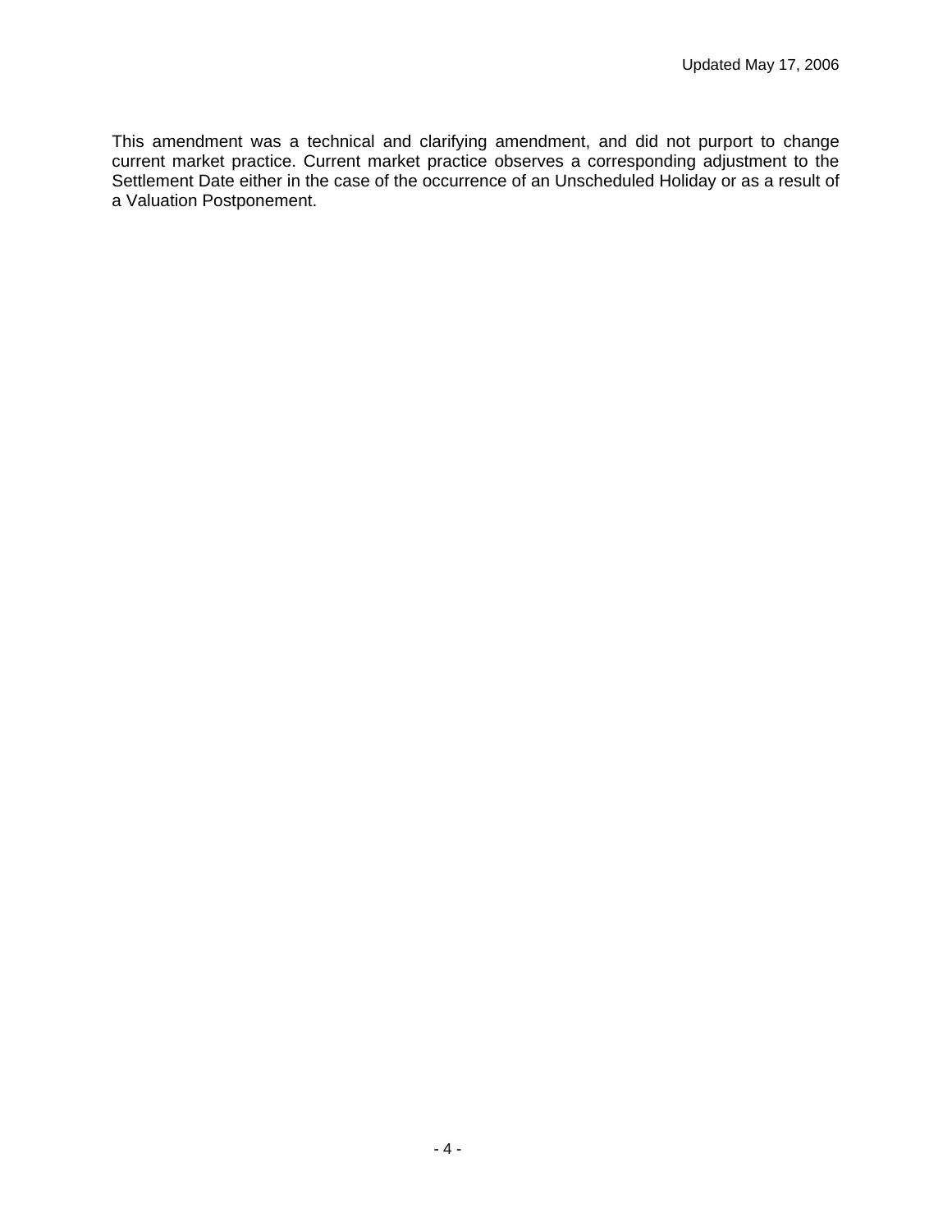This amendment was a technical and clarifying amendment, and did not purport to change current market practice. Current market practice observes a corresponding adjustment to the Settlement Date either in the case of the occurrence of an Unscheduled Holiday or as a result of a Valuation Postponement.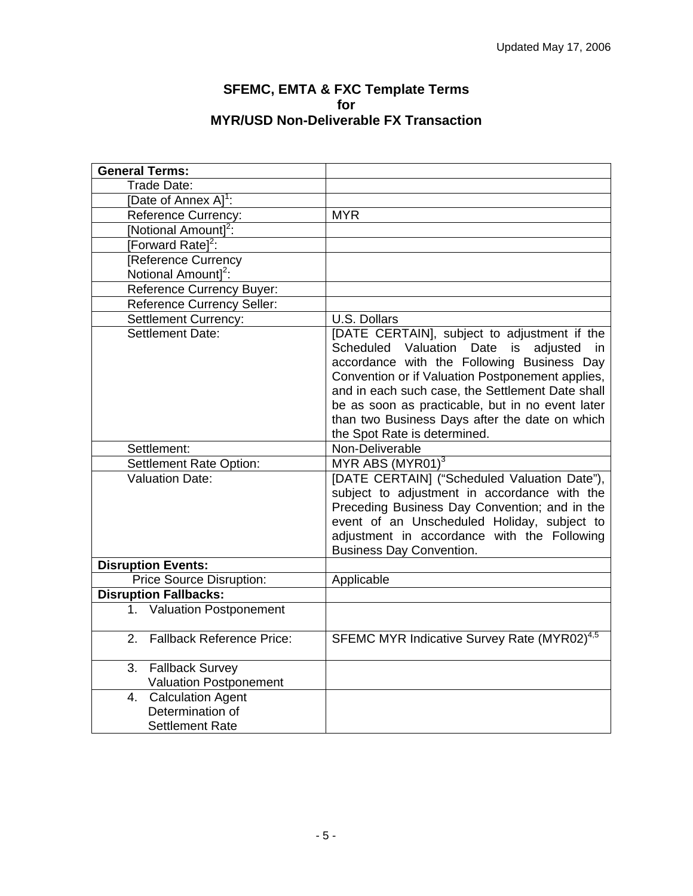Updated May 17, 2006

**SFEMC, EMTA & FXC Template Terms**
**for**
**MYR/USD Non-Deliverable FX Transaction**

| **General Terms:** | |
|---|---|
| Trade Date: | |
| [Date of Annex A][1]: | |
| Reference Currency: | MYR |
| [Notional Amount][2]: | |
| [Forward Rate][2]: | |
| [Reference Currency Notional Amount][2]: | |
| Reference Currency Buyer: | |
| Reference Currency Seller: | |
| Settlement Currency: | U.S. Dollars |
| Settlement Date: | [DATE CERTAIN], subject to adjustment if the Scheduled Valuation Date is adjusted in accordance with the Following Business Day Convention or if Valuation Postponement applies, and in each such case, the Settlement Date shall be as soon as practicable, but in no event later than two Business Days after the date on which the Spot Rate is determined. |
| Settlement: | Non-Deliverable |
| Settlement Rate Option: | MYR ABS (MYR01)[3] |
| Valuation Date: | [DATE CERTAIN] ("Scheduled Valuation Date"), subject to adjustment in accordance with the Preceding Business Day Convention; and in the event of an Unscheduled Holiday, subject to adjustment in accordance with the Following Business Day Convention. |
| **Disruption Events:** | |
| Price Source Disruption: | Applicable |
| **Disruption Fallbacks:** | |
| 1. Valuation Postponement | |
| 2. Fallback Reference Price: | SFEMC MYR Indicative Survey Rate (MYR02)[4,5] |
| 3. Fallback Survey Valuation Postponement | |
| 4. Calculation Agent Determination of Settlement Rate | |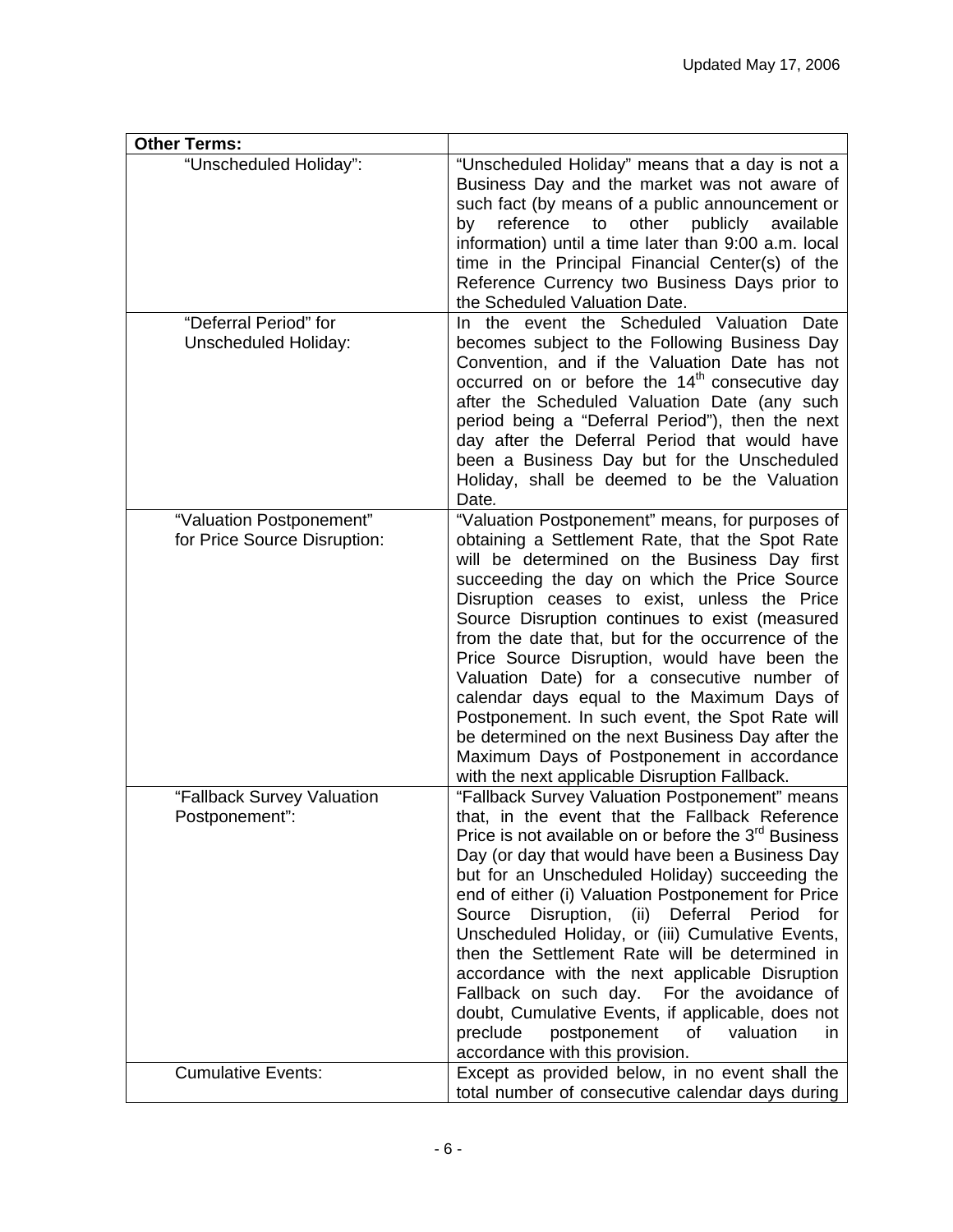| **Other Terms:** | |
|---|---|
| "Unscheduled Holiday": | "Unscheduled Holiday" means that a day is not a Business Day and the market was not aware of such fact (by means of a public announcement or by reference to other publicly available information) until a time later than 9:00 a.m. local time in the Principal Financial Center(s) of the Reference Currency two Business Days prior to the Scheduled Valuation Date. |
| "Deferral Period" for Unscheduled Holiday: | In the event the Scheduled Valuation Date becomes subject to the Following Business Day Convention, and if the Valuation Date has not occurred on or before the 14th consecutive day after the Scheduled Valuation Date (any such period being a "Deferral Period"), then the next day after the Deferral Period that would have been a Business Day but for the Unscheduled Holiday, shall be deemed to be the Valuation Date. |
| "Valuation Postponement" for Price Source Disruption: | "Valuation Postponement" means, for purposes of obtaining a Settlement Rate, that the Spot Rate will be determined on the Business Day first succeeding the day on which the Price Source Disruption ceases to exist, unless the Price Source Disruption continues to exist (measured from the date that, but for the occurrence of the Price Source Disruption, would have been the Valuation Date) for a consecutive number of calendar days equal to the Maximum Days of Postponement. In such event, the Spot Rate will be determined on the next Business Day after the Maximum Days of Postponement in accordance with the next applicable Disruption Fallback. |
| "Fallback Survey Valuation Postponement": | "Fallback Survey Valuation Postponement" means that, in the event that the Fallback Reference Price is not available on or before the 3rd Business Day (or day that would have been a Business Day but for an Unscheduled Holiday) succeeding the end of either (i) Valuation Postponement for Price Source Disruption, (ii) Deferral Period for Unscheduled Holiday, or (iii) Cumulative Events, then the Settlement Rate will be determined in accordance with the next applicable Disruption Fallback on such day. For the avoidance of doubt, Cumulative Events, if applicable, does not preclude postponement of valuation in accordance with this provision. |
| Cumulative Events: | Except as provided below, in no event shall the total number of consecutive calendar days during |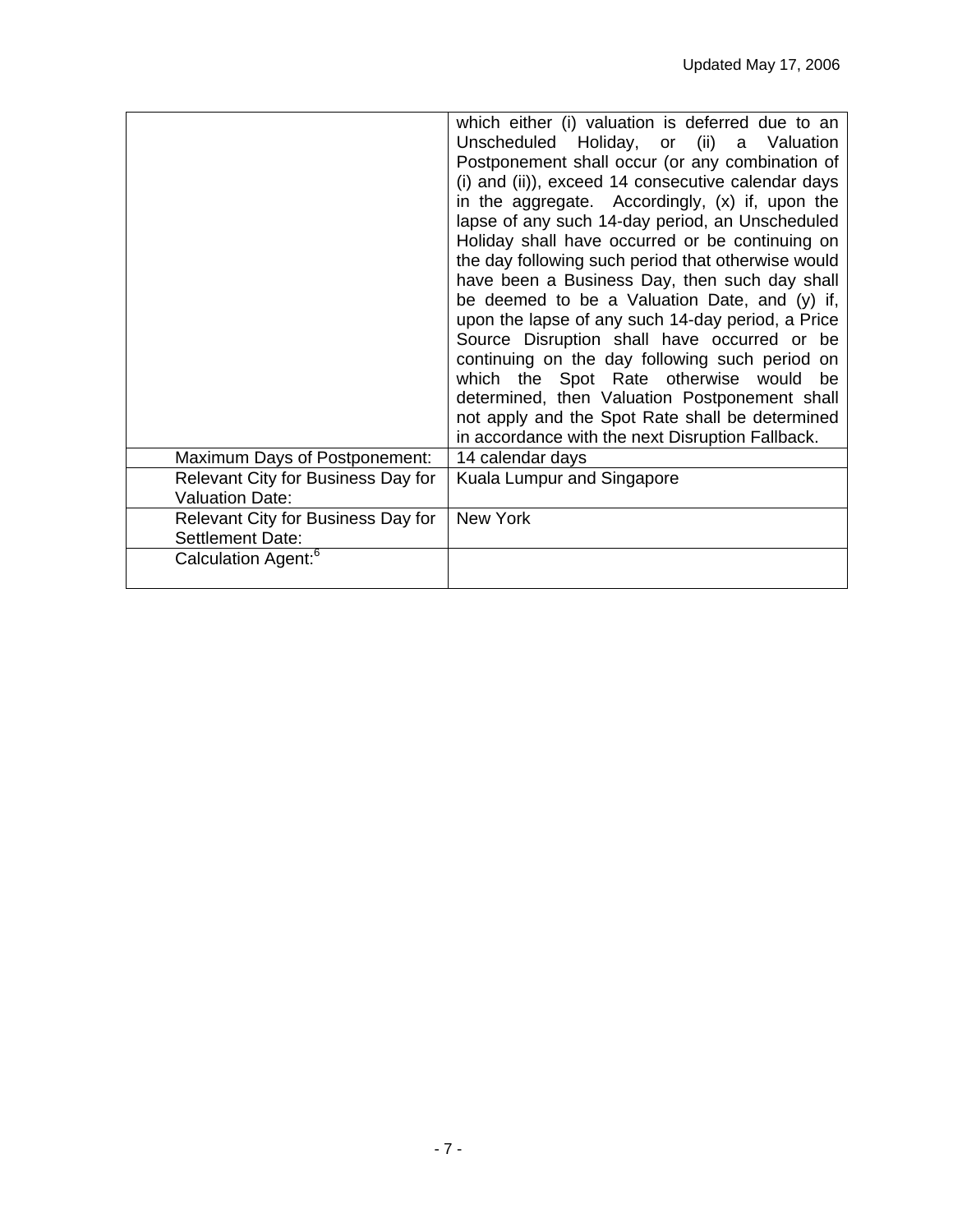| | |
|---|---|
| | which either (i) valuation is deferred due to an Unscheduled Holiday, or (ii) a Valuation Postponement shall occur (or any combination of (i) and (ii)), exceed 14 consecutive calendar days in the aggregate. Accordingly, (x) if, upon the lapse of any such 14-day period, an Unscheduled Holiday shall have occurred or be continuing on the day following such period that otherwise would have been a Business Day, then such day shall be deemed to be a Valuation Date, and (y) if, upon the lapse of any such 14-day period, a Price Source Disruption shall have occurred or be continuing on the day following such period on which the Spot Rate otherwise would be determined, then Valuation Postponement shall not apply and the Spot Rate shall be determined in accordance with the next Disruption Fallback. |
| Maximum Days of Postponement: | 14 calendar days |
| Relevant City for Business Day for Valuation Date: | Kuala Lumpur and Singapore |
| Relevant City for Business Day for Settlement Date: | New York |
| Calculation Agent:[6] | |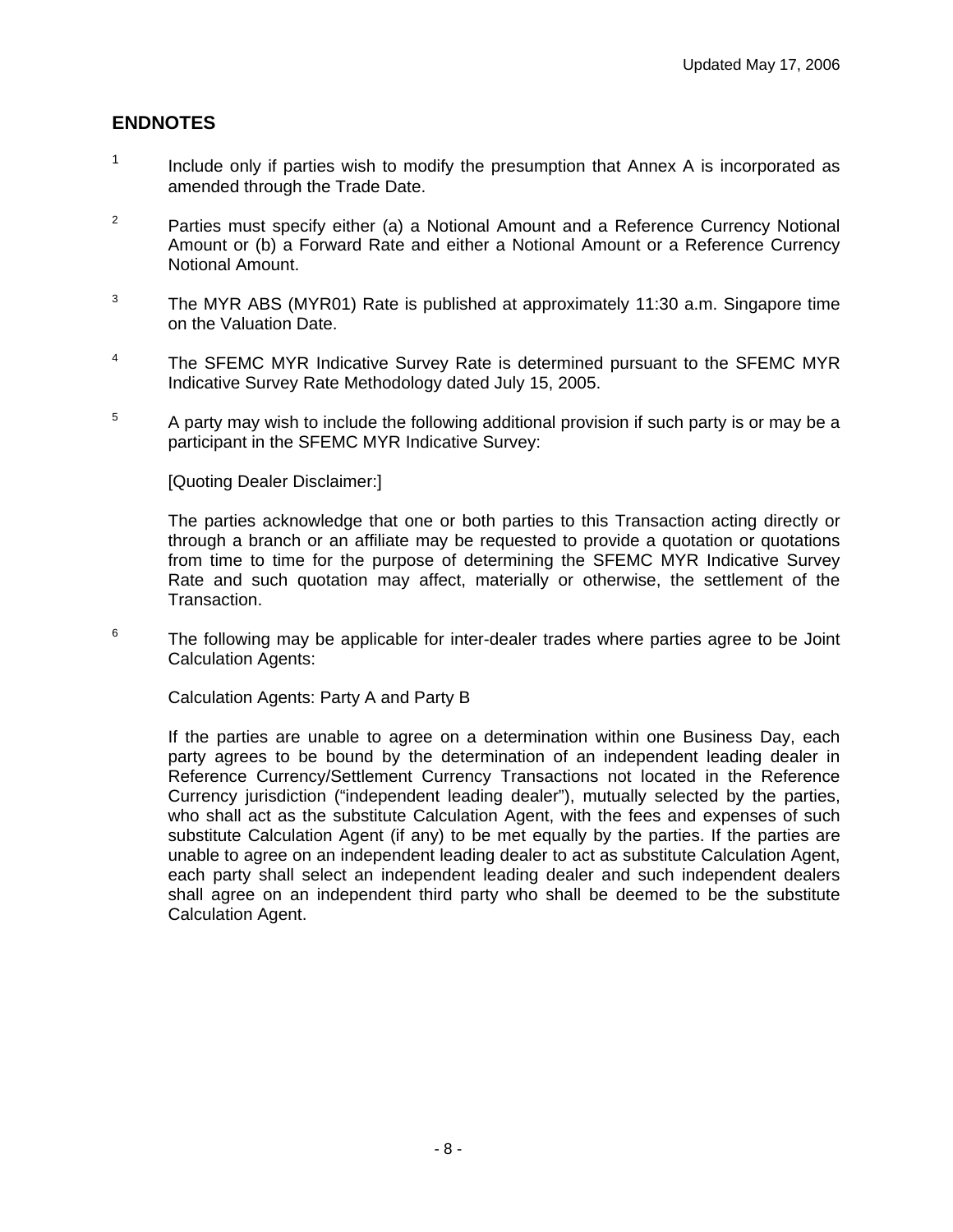## ENDNOTES

[1] Include only if parties wish to modify the presumption that Annex A is incorporated as amended through the Trade Date.

[2] Parties must specify either (a) a Notional Amount and a Reference Currency Notional Amount or (b) a Forward Rate and either a Notional Amount or a Reference Currency Notional Amount.

[3] The MYR ABS (MYR01) Rate is published at approximately 11:30 a.m. Singapore time on the Valuation Date.

[4] The SFEMC MYR Indicative Survey Rate is determined pursuant to the SFEMC MYR Indicative Survey Rate Methodology dated July 15, 2005.

[5] A party may wish to include the following additional provision if such party is or may be a participant in the SFEMC MYR Indicative Survey:

[Quoting Dealer Disclaimer:]

The parties acknowledge that one or both parties to this Transaction acting directly or through a branch or an affiliate may be requested to provide a quotation or quotations from time to time for the purpose of determining the SFEMC MYR Indicative Survey Rate and such quotation may affect, materially or otherwise, the settlement of the Transaction.

[6] The following may be applicable for inter-dealer trades where parties agree to be Joint Calculation Agents:

Calculation Agents: Party A and Party B

If the parties are unable to agree on a determination within one Business Day, each party agrees to be bound by the determination of an independent leading dealer in Reference Currency/Settlement Currency Transactions not located in the Reference Currency jurisdiction ("independent leading dealer"), mutually selected by the parties, who shall act as the substitute Calculation Agent, with the fees and expenses of such substitute Calculation Agent (if any) to be met equally by the parties. If the parties are unable to agree on an independent leading dealer to act as substitute Calculation Agent, each party shall select an independent leading dealer and such independent dealers shall agree on an independent third party who shall be deemed to be the substitute Calculation Agent.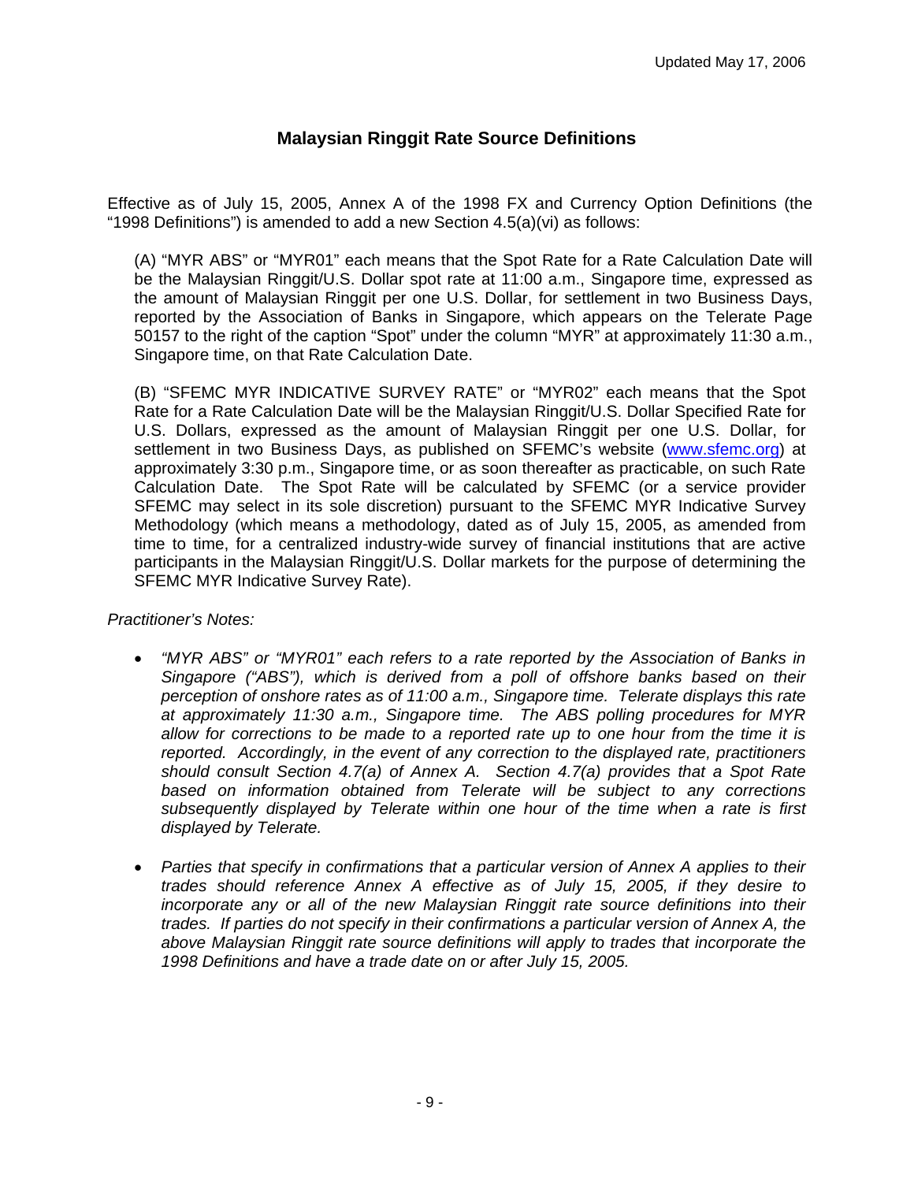Updated May 17, 2006

## Malaysian Ringgit Rate Source Definitions

Effective as of July 15, 2005, Annex A of the 1998 FX and Currency Option Definitions (the "1998 Definitions") is amended to add a new Section 4.5(a)(vi) as follows:

> (A) "MYR ABS" or "MYR01" each means that the Spot Rate for a Rate Calculation Date will be the Malaysian Ringgit/U.S. Dollar spot rate at 11:00 a.m., Singapore time, expressed as the amount of Malaysian Ringgit per one U.S. Dollar, for settlement in two Business Days, reported by the Association of Banks in Singapore, which appears on the Telerate Page 50157 to the right of the caption "Spot" under the column "MYR" at approximately 11:30 a.m., Singapore time, on that Rate Calculation Date.
>
> (B) "SFEMC MYR INDICATIVE SURVEY RATE" or "MYR02" each means that the Spot Rate for a Rate Calculation Date will be the Malaysian Ringgit/U.S. Dollar Specified Rate for U.S. Dollars, expressed as the amount of Malaysian Ringgit per one U.S. Dollar, for settlement in two Business Days, as published on SFEMC's website (www.sfemc.org) at approximately 3:30 p.m., Singapore time, or as soon thereafter as practicable, on such Rate Calculation Date. The Spot Rate will be calculated by SFEMC (or a service provider SFEMC may select in its sole discretion) pursuant to the SFEMC MYR Indicative Survey Methodology (which means a methodology, dated as of July 15, 2005, as amended from time to time, for a centralized industry-wide survey of financial institutions that are active participants in the Malaysian Ringgit/U.S. Dollar markets for the purpose of determining the SFEMC MYR Indicative Survey Rate).

*Practitioner's Notes:*

- *"MYR ABS" or "MYR01" each refers to a rate reported by the Association of Banks in Singapore ("ABS"), which is derived from a poll of offshore banks based on their perception of onshore rates as of 11:00 a.m., Singapore time. Telerate displays this rate at approximately 11:30 a.m., Singapore time. The ABS polling procedures for MYR allow for corrections to be made to a reported rate up to one hour from the time it is reported. Accordingly, in the event of any correction to the displayed rate, practitioners should consult Section 4.7(a) of Annex A. Section 4.7(a) provides that a Spot Rate based on information obtained from Telerate will be subject to any corrections subsequently displayed by Telerate within one hour of the time when a rate is first displayed by Telerate.*

- *Parties that specify in confirmations that a particular version of Annex A applies to their trades should reference Annex A effective as of July 15, 2005, if they desire to incorporate any or all of the new Malaysian Ringgit rate source definitions into their trades. If parties do not specify in their confirmations a particular version of Annex A, the above Malaysian Ringgit rate source definitions will apply to trades that incorporate the 1998 Definitions and have a trade date on or after July 15, 2005.*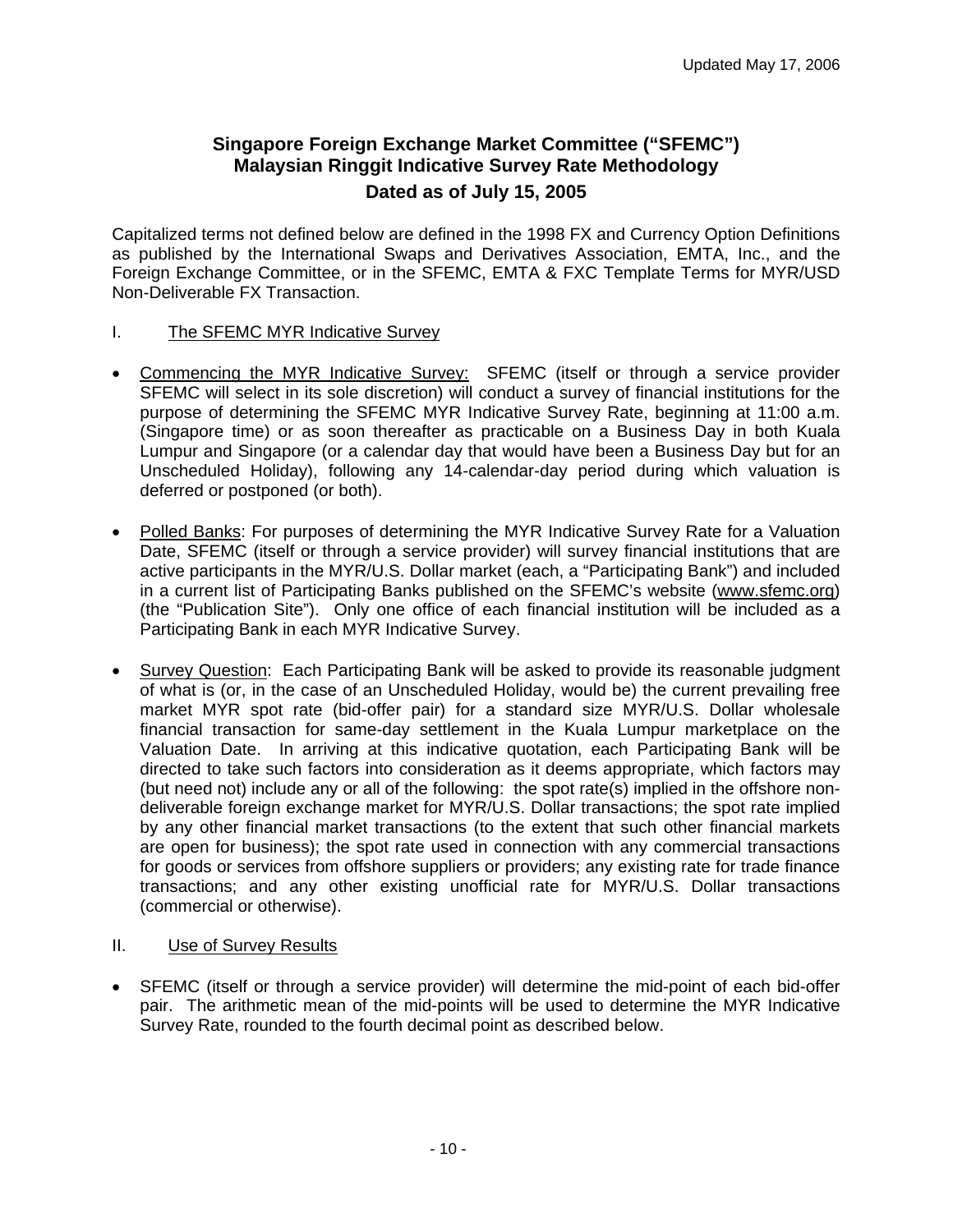Updated May 17, 2006

# Singapore Foreign Exchange Market Committee ("SFEMC")
# Malaysian Ringgit Indicative Survey Rate Methodology
## Dated as of July 15, 2005

Capitalized terms not defined below are defined in the 1998 FX and Currency Option Definitions as published by the International Swaps and Derivatives Association, EMTA, Inc., and the Foreign Exchange Committee, or in the SFEMC, EMTA & FXC Template Terms for MYR/USD Non-Deliverable FX Transaction.

I. The SFEMC MYR Indicative Survey

- Commencing the MYR Indicative Survey: SFEMC (itself or through a service provider SFEMC will select in its sole discretion) will conduct a survey of financial institutions for the purpose of determining the SFEMC MYR Indicative Survey Rate, beginning at 11:00 a.m. (Singapore time) or as soon thereafter as practicable on a Business Day in both Kuala Lumpur and Singapore (or a calendar day that would have been a Business Day but for an Unscheduled Holiday), following any 14-calendar-day period during which valuation is deferred or postponed (or both).

- Polled Banks: For purposes of determining the MYR Indicative Survey Rate for a Valuation Date, SFEMC (itself or through a service provider) will survey financial institutions that are active participants in the MYR/U.S. Dollar market (each, a "Participating Bank") and included in a current list of Participating Banks published on the SFEMC's website (www.sfemc.org) (the "Publication Site"). Only one office of each financial institution will be included as a Participating Bank in each MYR Indicative Survey.

- Survey Question: Each Participating Bank will be asked to provide its reasonable judgment of what is (or, in the case of an Unscheduled Holiday, would be) the current prevailing free market MYR spot rate (bid-offer pair) for a standard size MYR/U.S. Dollar wholesale financial transaction for same-day settlement in the Kuala Lumpur marketplace on the Valuation Date. In arriving at this indicative quotation, each Participating Bank will be directed to take such factors into consideration as it deems appropriate, which factors may (but need not) include any or all of the following: the spot rate(s) implied in the offshore non-deliverable foreign exchange market for MYR/U.S. Dollar transactions; the spot rate implied by any other financial market transactions (to the extent that such other financial markets are open for business); the spot rate used in connection with any commercial transactions for goods or services from offshore suppliers or providers; any existing rate for trade finance transactions; and any other existing unofficial rate for MYR/U.S. Dollar transactions (commercial or otherwise).

II. Use of Survey Results

- SFEMC (itself or through a service provider) will determine the mid-point of each bid-offer pair. The arithmetic mean of the mid-points will be used to determine the MYR Indicative Survey Rate, rounded to the fourth decimal point as described below.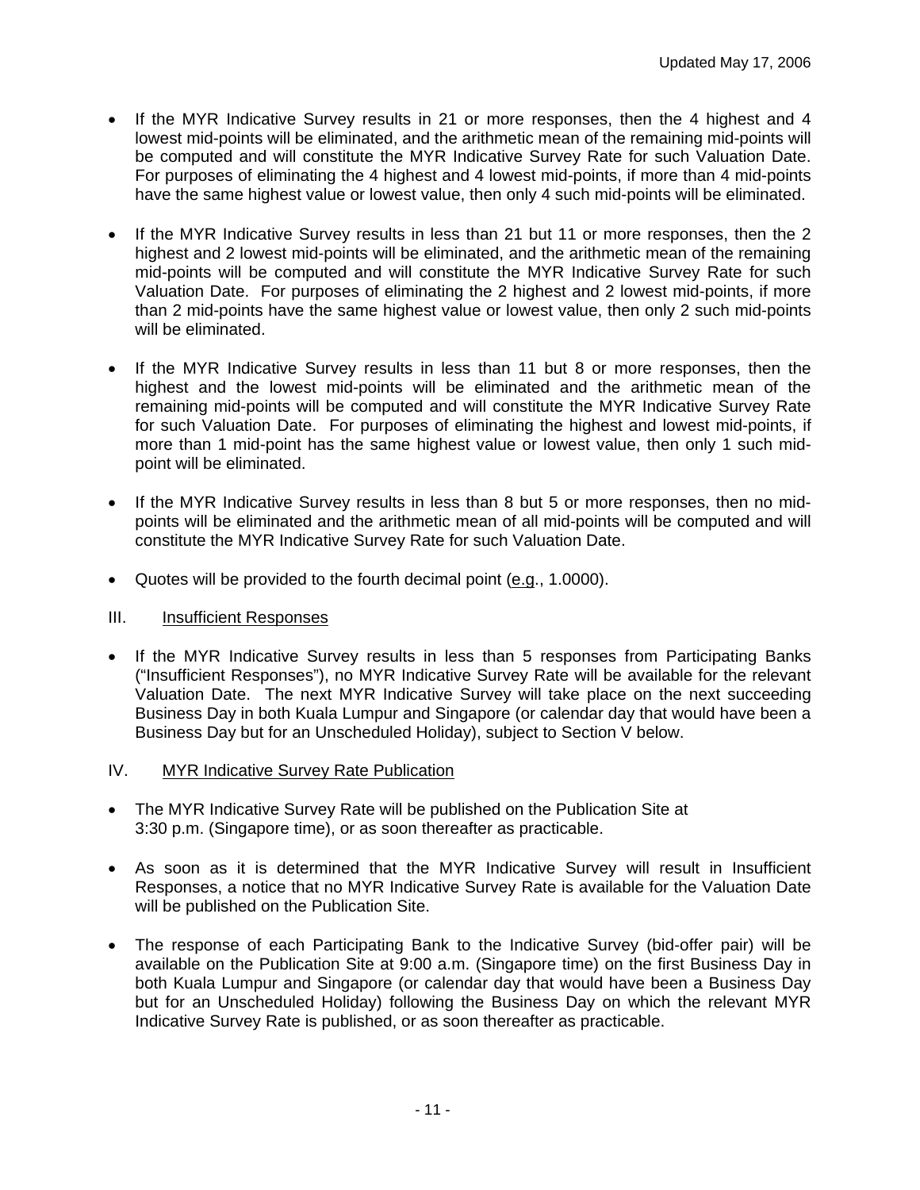- If the MYR Indicative Survey results in 21 or more responses, then the 4 highest and 4 lowest mid-points will be eliminated, and the arithmetic mean of the remaining mid-points will be computed and will constitute the MYR Indicative Survey Rate for such Valuation Date. For purposes of eliminating the 4 highest and 4 lowest mid-points, if more than 4 mid-points have the same highest value or lowest value, then only 4 such mid-points will be eliminated.

- If the MYR Indicative Survey results in less than 21 but 11 or more responses, then the 2 highest and 2 lowest mid-points will be eliminated, and the arithmetic mean of the remaining mid-points will be computed and will constitute the MYR Indicative Survey Rate for such Valuation Date. For purposes of eliminating the 2 highest and 2 lowest mid-points, if more than 2 mid-points have the same highest value or lowest value, then only 2 such mid-points will be eliminated.

- If the MYR Indicative Survey results in less than 11 but 8 or more responses, then the highest and the lowest mid-points will be eliminated and the arithmetic mean of the remaining mid-points will be computed and will constitute the MYR Indicative Survey Rate for such Valuation Date. For purposes of eliminating the highest and lowest mid-points, if more than 1 mid-point has the same highest value or lowest value, then only 1 such mid-point will be eliminated.

- If the MYR Indicative Survey results in less than 8 but 5 or more responses, then no mid-points will be eliminated and the arithmetic mean of all mid-points will be computed and will constitute the MYR Indicative Survey Rate for such Valuation Date.

- Quotes will be provided to the fourth decimal point (e.g., 1.0000).

## III. Insufficient Responses

- If the MYR Indicative Survey results in less than 5 responses from Participating Banks ("Insufficient Responses"), no MYR Indicative Survey Rate will be available for the relevant Valuation Date. The next MYR Indicative Survey will take place on the next succeeding Business Day in both Kuala Lumpur and Singapore (or calendar day that would have been a Business Day but for an Unscheduled Holiday), subject to Section V below.

## IV. MYR Indicative Survey Rate Publication

- The MYR Indicative Survey Rate will be published on the Publication Site at 3:30 p.m. (Singapore time), or as soon thereafter as practicable.

- As soon as it is determined that the MYR Indicative Survey will result in Insufficient Responses, a notice that no MYR Indicative Survey Rate is available for the Valuation Date will be published on the Publication Site.

- The response of each Participating Bank to the Indicative Survey (bid-offer pair) will be available on the Publication Site at 9:00 a.m. (Singapore time) on the first Business Day in both Kuala Lumpur and Singapore (or calendar day that would have been a Business Day but for an Unscheduled Holiday) following the Business Day on which the relevant MYR Indicative Survey Rate is published, or as soon thereafter as practicable.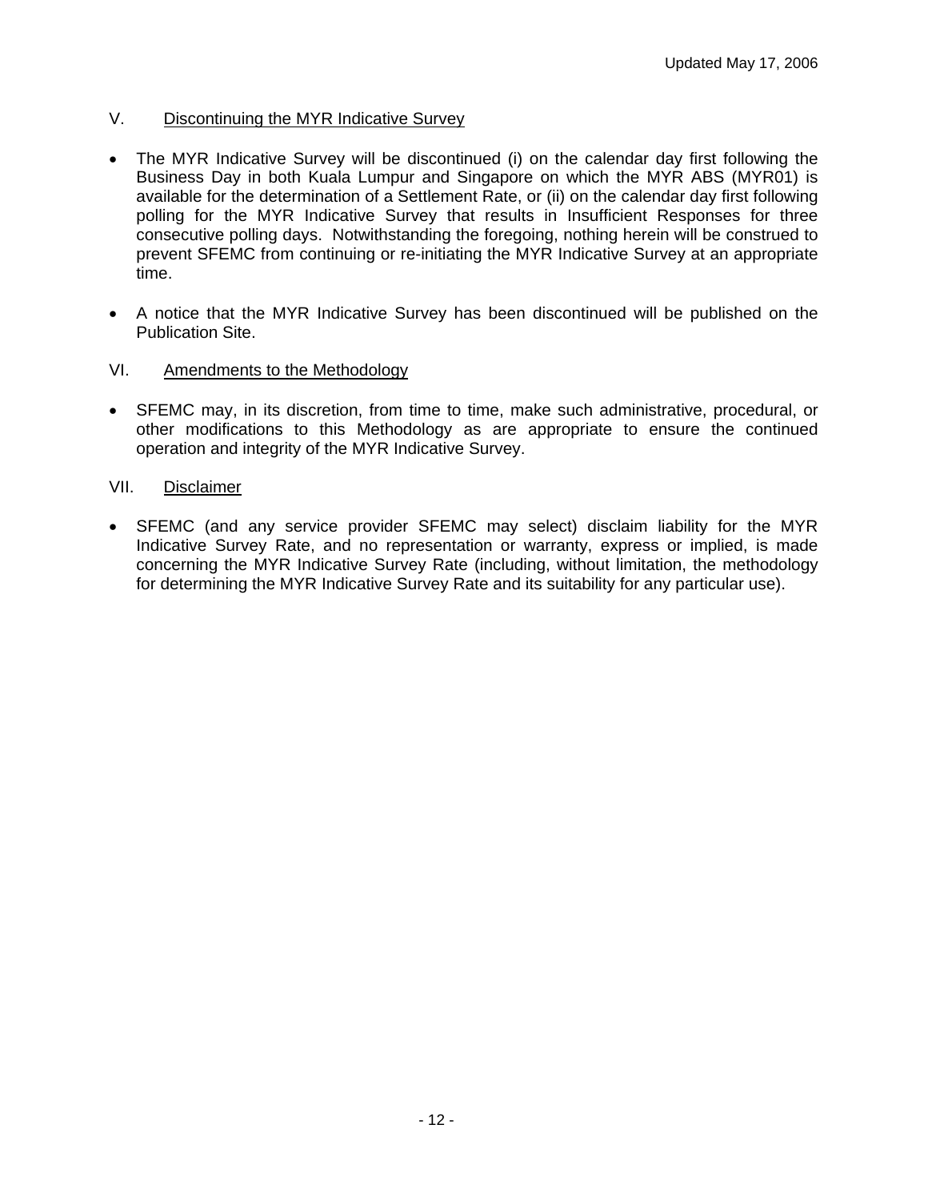## V. Discontinuing the MYR Indicative Survey

- The MYR Indicative Survey will be discontinued (i) on the calendar day first following the Business Day in both Kuala Lumpur and Singapore on which the MYR ABS (MYR01) is available for the determination of a Settlement Rate, or (ii) on the calendar day first following polling for the MYR Indicative Survey that results in Insufficient Responses for three consecutive polling days. Notwithstanding the foregoing, nothing herein will be construed to prevent SFEMC from continuing or re-initiating the MYR Indicative Survey at an appropriate time.

- A notice that the MYR Indicative Survey has been discontinued will be published on the Publication Site.

## VI. Amendments to the Methodology

- SFEMC may, in its discretion, from time to time, make such administrative, procedural, or other modifications to this Methodology as are appropriate to ensure the continued operation and integrity of the MYR Indicative Survey.

## VII. Disclaimer

- SFEMC (and any service provider SFEMC may select) disclaim liability for the MYR Indicative Survey Rate, and no representation or warranty, express or implied, is made concerning the MYR Indicative Survey Rate (including, without limitation, the methodology for determining the MYR Indicative Survey Rate and its suitability for any particular use).